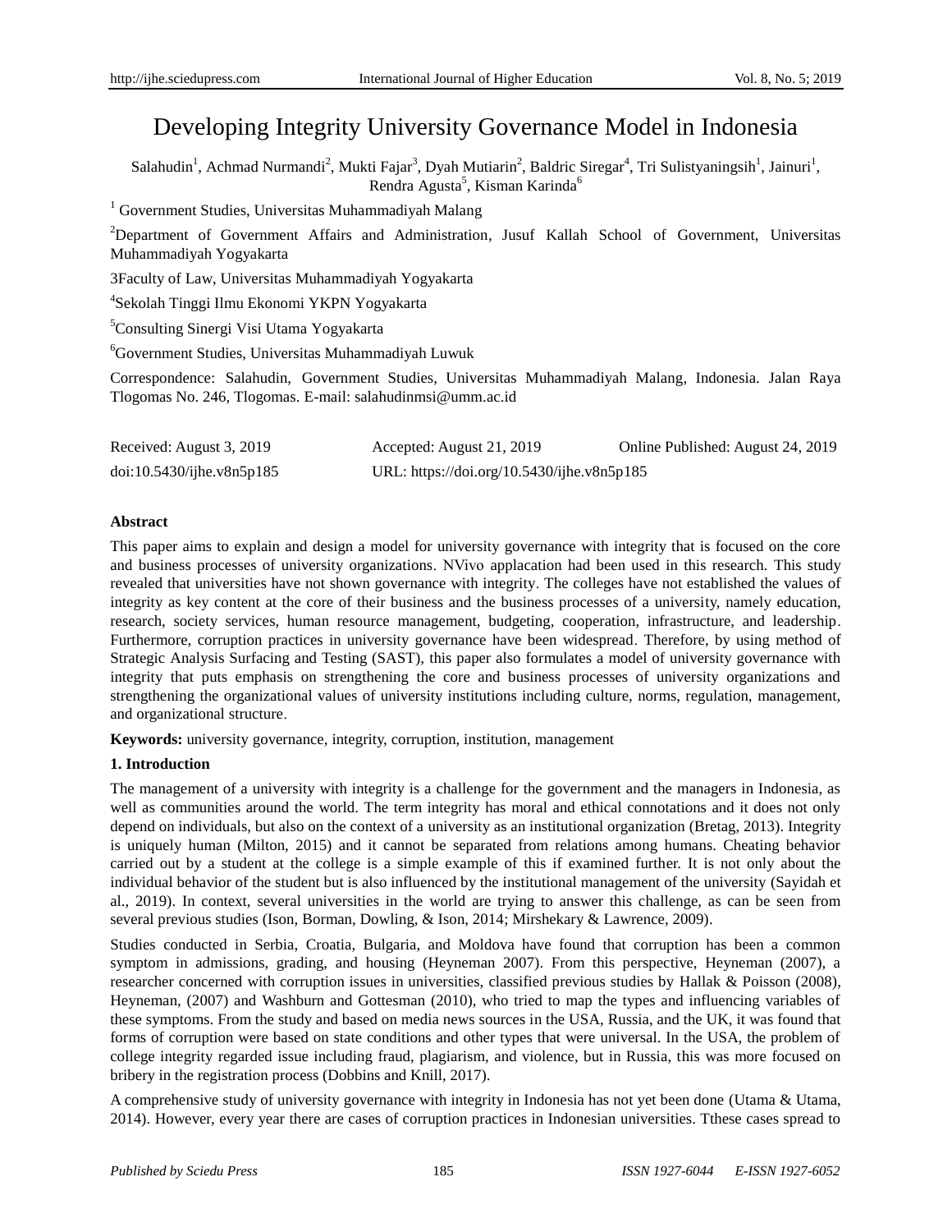// Developing Integrity University Governance Model in Indonesia

Salahudin[1], Achmad Nurmandi[2], Mukti Fajar[3], Dyah Mutiarin[2], Baldric Siregar[4], Tri Sulistyaningsih[1], Jainuri[1], Rendra Agusta[5], Kisman Karinda[6]

[1] Government Studies, Universitas Muhammadiyah Malang

[2]Department of Government Affairs and Administration, Jusuf Kallah School of Government, Universitas Muhammadiyah Yogyakarta

3Faculty of Law, Universitas Muhammadiyah Yogyakarta

[4]Sekolah Tinggi Ilmu Ekonomi YKPN Yogyakarta

[5]Consulting Sinergi Visi Utama Yogyakarta

[6]Government Studies, Universitas Muhammadiyah Luwuk

Correspondence: Salahudin, Government Studies, Universitas Muhammadiyah Malang, Indonesia. Jalan Raya Tlogomas No. 246, Tlogomas. E-mail: salahudinmsi@umm.ac.id

Received: August 3, 2019 Accepted: August 21, 2019 Online Published: August 24, 2019

doi:10.5430/ijhe.v8n5p185 URL: https://doi.org/10.5430/ijhe.v8n5p185

**Abstract**

This paper aims to explain and design a model for university governance with integrity that is focused on the core and business processes of university organizations. NVivo applacation had been used in this research. This study revealed that universities have not shown governance with integrity. The colleges have not established the values of integrity as key content at the core of their business and the business processes of a university, namely education, research, society services, human resource management, budgeting, cooperation, infrastructure, and leadership. Furthermore, corruption practices in university governance have been widespread. Therefore, by using method of Strategic Analysis Surfacing and Testing (SAST), this paper also formulates a model of university governance with integrity that puts emphasis on strengthening the core and business processes of university organizations and strengthening the organizational values of university institutions including culture, norms, regulation, management, and organizational structure.

**Keywords:** university governance, integrity, corruption, institution, management

## 1. Introduction

The management of a university with integrity is a challenge for the government and the managers in Indonesia, as well as communities around the world. The term integrity has moral and ethical connotations and it does not only depend on individuals, but also on the context of a university as an institutional organization (Bretag, 2013). Integrity is uniquely human (Milton, 2015) and it cannot be separated from relations among humans. Cheating behavior carried out by a student at the college is a simple example of this if examined further. It is not only about the individual behavior of the student but is also influenced by the institutional management of the university (Sayidah et al., 2019). In context, several universities in the world are trying to answer this challenge, as can be seen from several previous studies (Ison, Borman, Dowling, & Ison, 2014; Mirshekary & Lawrence, 2009).

Studies conducted in Serbia, Croatia, Bulgaria, and Moldova have found that corruption has been a common symptom in admissions, grading, and housing (Heyneman 2007). From this perspective, Heyneman (2007), a researcher concerned with corruption issues in universities, classified previous studies by Hallak & Poisson (2008), Heyneman, (2007) and Washburn and Gottesman (2010), who tried to map the types and influencing variables of these symptoms. From the study and based on media news sources in the USA, Russia, and the UK, it was found that forms of corruption were based on state conditions and other types that were universal. In the USA, the problem of college integrity regarded issue including fraud, plagiarism, and violence, but in Russia, this was more focused on bribery in the registration process (Dobbins and Knill, 2017).

A comprehensive study of university governance with integrity in Indonesia has not yet been done (Utama & Utama, 2014). However, every year there are cases of corruption practices in Indonesian universities. Tthese cases spread to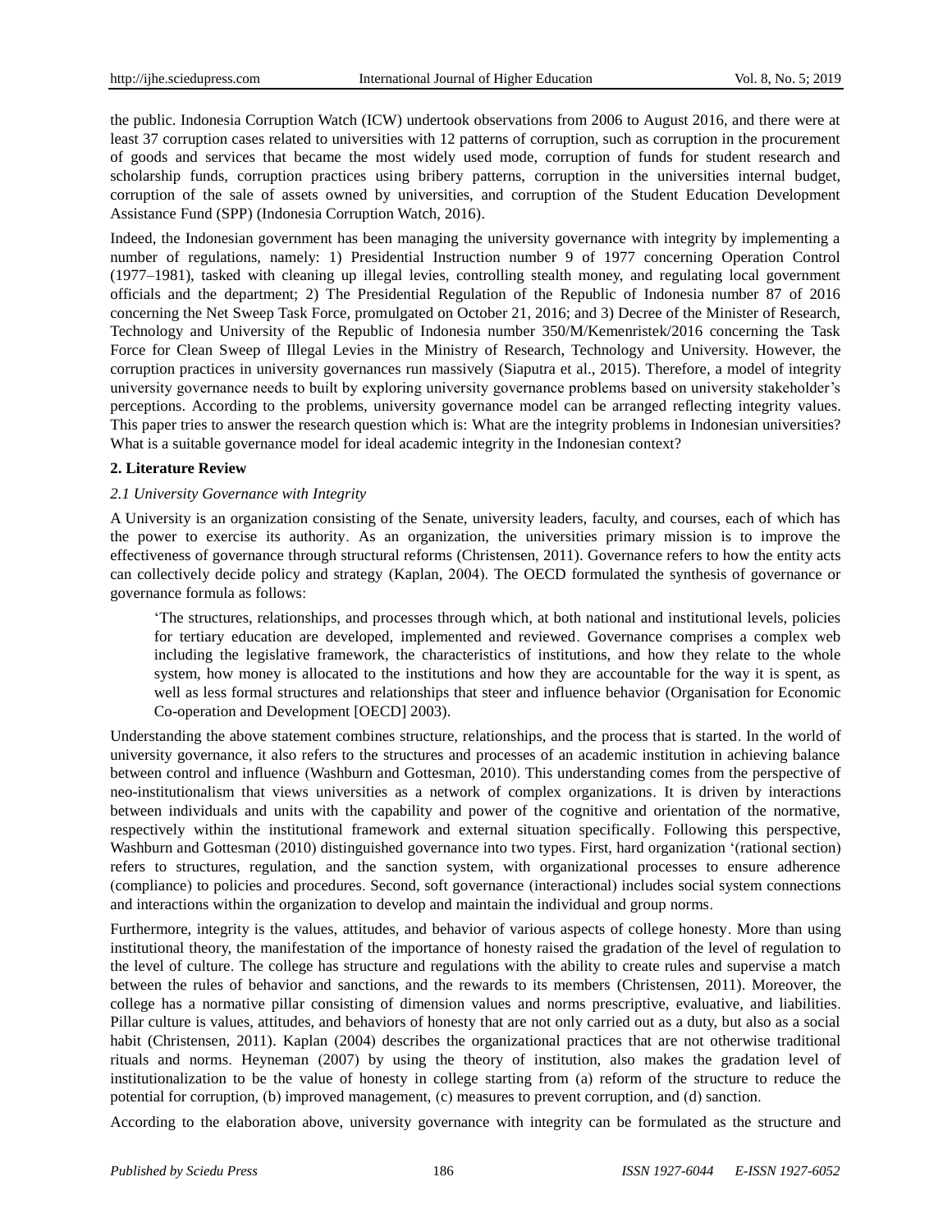the public. Indonesia Corruption Watch (ICW) undertook observations from 2006 to August 2016, and there were at least 37 corruption cases related to universities with 12 patterns of corruption, such as corruption in the procurement of goods and services that became the most widely used mode, corruption of funds for student research and scholarship funds, corruption practices using bribery patterns, corruption in the universities internal budget, corruption of the sale of assets owned by universities, and corruption of the Student Education Development Assistance Fund (SPP) (Indonesia Corruption Watch, 2016).

Indeed, the Indonesian government has been managing the university governance with integrity by implementing a number of regulations, namely: 1) Presidential Instruction number 9 of 1977 concerning Operation Control (1977–1981), tasked with cleaning up illegal levies, controlling stealth money, and regulating local government officials and the department; 2) The Presidential Regulation of the Republic of Indonesia number 87 of 2016 concerning the Net Sweep Task Force, promulgated on October 21, 2016; and 3) Decree of the Minister of Research, Technology and University of the Republic of Indonesia number 350/M/Kemenristek/2016 concerning the Task Force for Clean Sweep of Illegal Levies in the Ministry of Research, Technology and University. However, the corruption practices in university governances run massively (Siaputra et al., 2015). Therefore, a model of integrity university governance needs to built by exploring university governance problems based on university stakeholder's perceptions. According to the problems, university governance model can be arranged reflecting integrity values. This paper tries to answer the research question which is: What are the integrity problems in Indonesian universities? What is a suitable governance model for ideal academic integrity in the Indonesian context?

## 2. Literature Review

### *2.1 University Governance with Integrity*

A University is an organization consisting of the Senate, university leaders, faculty, and courses, each of which has the power to exercise its authority. As an organization, the universities primary mission is to improve the effectiveness of governance through structural reforms (Christensen, 2011). Governance refers to how the entity acts can collectively decide policy and strategy (Kaplan, 2004). The OECD formulated the synthesis of governance or governance formula as follows:

> 'The structures, relationships, and processes through which, at both national and institutional levels, policies for tertiary education are developed, implemented and reviewed. Governance comprises a complex web including the legislative framework, the characteristics of institutions, and how they relate to the whole system, how money is allocated to the institutions and how they are accountable for the way it is spent, as well as less formal structures and relationships that steer and influence behavior (Organisation for Economic Co-operation and Development [OECD] 2003).

Understanding the above statement combines structure, relationships, and the process that is started. In the world of university governance, it also refers to the structures and processes of an academic institution in achieving balance between control and influence (Washburn and Gottesman, 2010). This understanding comes from the perspective of neo-institutionalism that views universities as a network of complex organizations. It is driven by interactions between individuals and units with the capability and power of the cognitive and orientation of the normative, respectively within the institutional framework and external situation specifically. Following this perspective, Washburn and Gottesman (2010) distinguished governance into two types. First, hard organization '(rational section) refers to structures, regulation, and the sanction system, with organizational processes to ensure adherence (compliance) to policies and procedures. Second, soft governance (interactional) includes social system connections and interactions within the organization to develop and maintain the individual and group norms.

Furthermore, integrity is the values, attitudes, and behavior of various aspects of college honesty. More than using institutional theory, the manifestation of the importance of honesty raised the gradation of the level of regulation to the level of culture. The college has structure and regulations with the ability to create rules and supervise a match between the rules of behavior and sanctions, and the rewards to its members (Christensen, 2011). Moreover, the college has a normative pillar consisting of dimension values and norms prescriptive, evaluative, and liabilities. Pillar culture is values, attitudes, and behaviors of honesty that are not only carried out as a duty, but also as a social habit (Christensen, 2011). Kaplan (2004) describes the organizational practices that are not otherwise traditional rituals and norms. Heyneman (2007) by using the theory of institution, also makes the gradation level of institutionalization to be the value of honesty in college starting from (a) reform of the structure to reduce the potential for corruption, (b) improved management, (c) measures to prevent corruption, and (d) sanction.

According to the elaboration above, university governance with integrity can be formulated as the structure and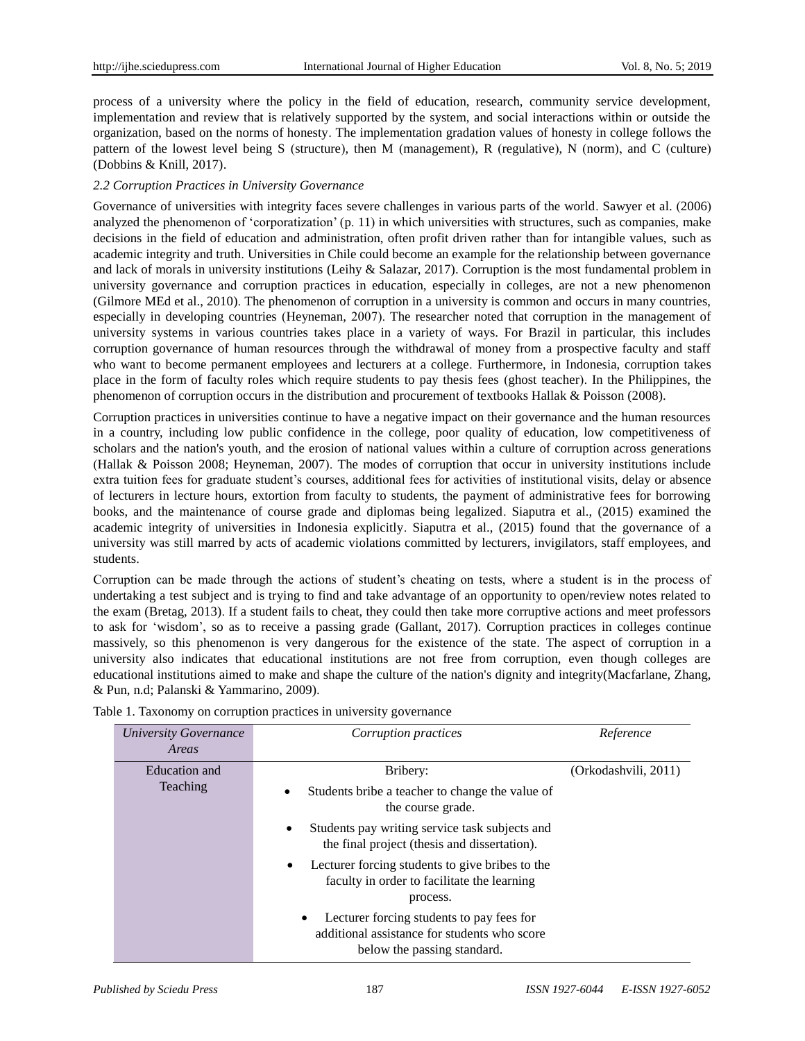process of a university where the policy in the field of education, research, community service development, implementation and review that is relatively supported by the system, and social interactions within or outside the organization, based on the norms of honesty. The implementation gradation values of honesty in college follows the pattern of the lowest level being S (structure), then M (management), R (regulative), N (norm), and C (culture) (Dobbins & Knill, 2017).

### *2.2 Corruption Practices in University Governance*

Governance of universities with integrity faces severe challenges in various parts of the world. Sawyer et al. (2006) analyzed the phenomenon of 'corporatization' (p. 11) in which universities with structures, such as companies, make decisions in the field of education and administration, often profit driven rather than for intangible values, such as academic integrity and truth. Universities in Chile could become an example for the relationship between governance and lack of morals in university institutions (Leihy & Salazar, 2017). Corruption is the most fundamental problem in university governance and corruption practices in education, especially in colleges, are not a new phenomenon (Gilmore MEd et al., 2010). The phenomenon of corruption in a university is common and occurs in many countries, especially in developing countries (Heyneman, 2007). The researcher noted that corruption in the management of university systems in various countries takes place in a variety of ways. For Brazil in particular, this includes corruption governance of human resources through the withdrawal of money from a prospective faculty and staff who want to become permanent employees and lecturers at a college. Furthermore, in Indonesia, corruption takes place in the form of faculty roles which require students to pay thesis fees (ghost teacher). In the Philippines, the phenomenon of corruption occurs in the distribution and procurement of textbooks Hallak & Poisson (2008).

Corruption practices in universities continue to have a negative impact on their governance and the human resources in a country, including low public confidence in the college, poor quality of education, low competitiveness of scholars and the nation's youth, and the erosion of national values within a culture of corruption across generations (Hallak & Poisson 2008; Heyneman, 2007). The modes of corruption that occur in university institutions include extra tuition fees for graduate student's courses, additional fees for activities of institutional visits, delay or absence of lecturers in lecture hours, extortion from faculty to students, the payment of administrative fees for borrowing books, and the maintenance of course grade and diplomas being legalized. Siaputra et al., (2015) examined the academic integrity of universities in Indonesia explicitly. Siaputra et al., (2015) found that the governance of a university was still marred by acts of academic violations committed by lecturers, invigilators, staff employees, and students.

Corruption can be made through the actions of student's cheating on tests, where a student is in the process of undertaking a test subject and is trying to find and take advantage of an opportunity to open/review notes related to the exam (Bretag, 2013). If a student fails to cheat, they could then take more corruptive actions and meet professors to ask for 'wisdom', so as to receive a passing grade (Gallant, 2017). Corruption practices in colleges continue massively, so this phenomenon is very dangerous for the existence of the state. The aspect of corruption in a university also indicates that educational institutions are not free from corruption, even though colleges are educational institutions aimed to make and shape the culture of the nation's dignity and integrity(Macfarlane, Zhang, & Pun, n.d; Palanski & Yammarino, 2009).

Table 1. Taxonomy on corruption practices in university governance

| *University Governance Areas* | *Corruption practices* | *Reference* |
|---|---|---|
| Education and Teaching | Bribery:<br>• Students bribe a teacher to change the value of the course grade.<br>• Students pay writing service task subjects and the final project (thesis and dissertation).<br>• Lecturer forcing students to give bribes to the faculty in order to facilitate the learning process.<br>• Lecturer forcing students to pay fees for additional assistance for students who score below the passing standard. | (Orkodashvili, 2011) |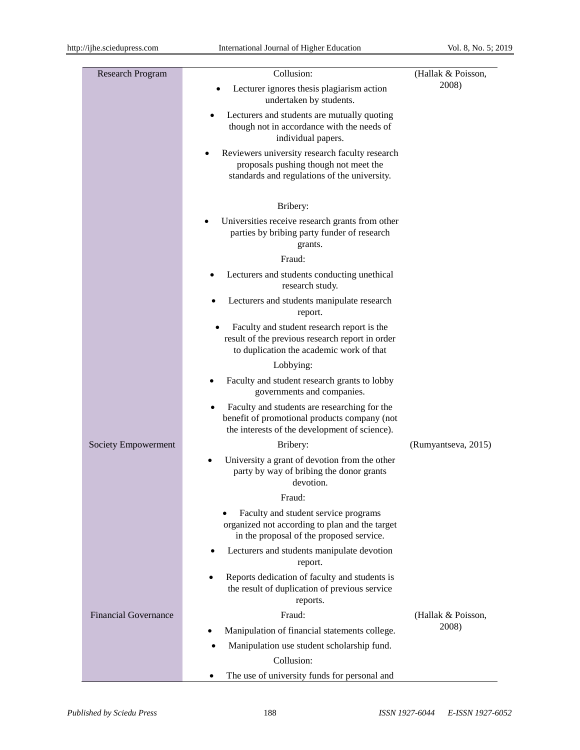| Research Program | Collusion:<br>• Lecturer ignores thesis plagiarism action undertaken by students.<br>• Lecturers and students are mutually quoting though not in accordance with the needs of individual papers.<br>• Reviewers university research faculty research proposals pushing though not meet the standards and regulations of the university.<br><br>Bribery:<br>• Universities receive research grants from other parties by bribing party funder of research grants.<br>Fraud:<br>• Lecturers and students conducting unethical research study.<br>• Lecturers and students manipulate research report.<br>• Faculty and student research report is the result of the previous research report in order to duplication the academic work of that<br>Lobbying:<br>• Faculty and student research grants to lobby governments and companies.<br>• Faculty and students are researching for the benefit of promotional products company (not the interests of the development of science). | (Hallak & Poisson, 2008) |
|---|---|---|
| Society Empowerment | Bribery:<br>• University a grant of devotion from the other party by way of bribing the donor grants devotion.<br>Fraud:<br>• Faculty and student service programs organized not according to plan and the target in the proposal of the proposed service.<br>• Lecturers and students manipulate devotion report.<br>• Reports dedication of faculty and students is the result of duplication of previous service reports. | (Rumyantseva, 2015) |
| Financial Governance | Fraud:<br>• Manipulation of financial statements college.<br>• Manipulation use student scholarship fund.<br>Collusion:<br>• The use of university funds for personal and | (Hallak & Poisson, 2008) |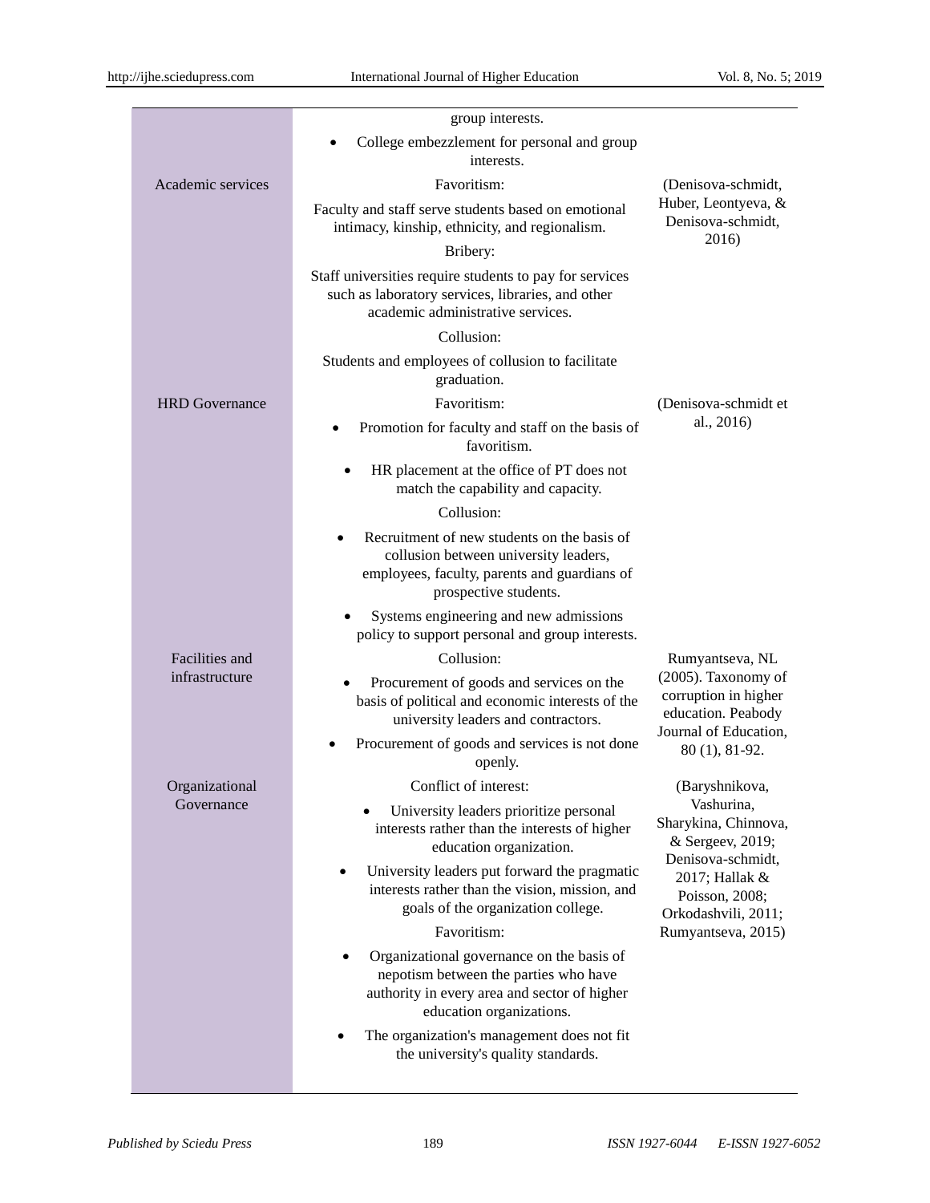| | | |
|---|---|---|
| | group interests.<br>• College embezzlement for personal and group interests. | |
| Academic services | Favoritism:<br>Faculty and staff serve students based on emotional intimacy, kinship, ethnicity, and regionalism.<br>Bribery:<br>Staff universities require students to pay for services such as laboratory services, libraries, and other academic administrative services.<br>Collusion:<br>Students and employees of collusion to facilitate graduation. | (Denisova-schmidt, Huber, Leontyeva, & Denisova-schmidt, 2016) |
| HRD Governance | Favoritism:<br>• Promotion for faculty and staff on the basis of favoritism.<br>• HR placement at the office of PT does not match the capability and capacity.<br>Collusion:<br>• Recruitment of new students on the basis of collusion between university leaders, employees, faculty, parents and guardians of prospective students.<br>• Systems engineering and new admissions policy to support personal and group interests. | (Denisova-schmidt et al., 2016) |
| Facilities and infrastructure | Collusion:<br>• Procurement of goods and services on the basis of political and economic interests of the university leaders and contractors.<br>• Procurement of goods and services is not done openly. | Rumyantseva, NL (2005). Taxonomy of corruption in higher education. Peabody Journal of Education, 80 (1), 81-92. |
| Organizational Governance | Conflict of interest:<br>• University leaders prioritize personal interests rather than the interests of higher education organization.<br>• University leaders put forward the pragmatic interests rather than the vision, mission, and goals of the organization college.<br>Favoritism:<br>• Organizational governance on the basis of nepotism between the parties who have authority in every area and sector of higher education organizations.<br>• The organization's management does not fit the university's quality standards. | (Baryshnikova, Vashurina, Sharykina, Chinnova, & Sergeev, 2019; Denisova-schmidt, 2017; Hallak & Poisson, 2008; Orkodashvili, 2011; Rumyantseva, 2015) |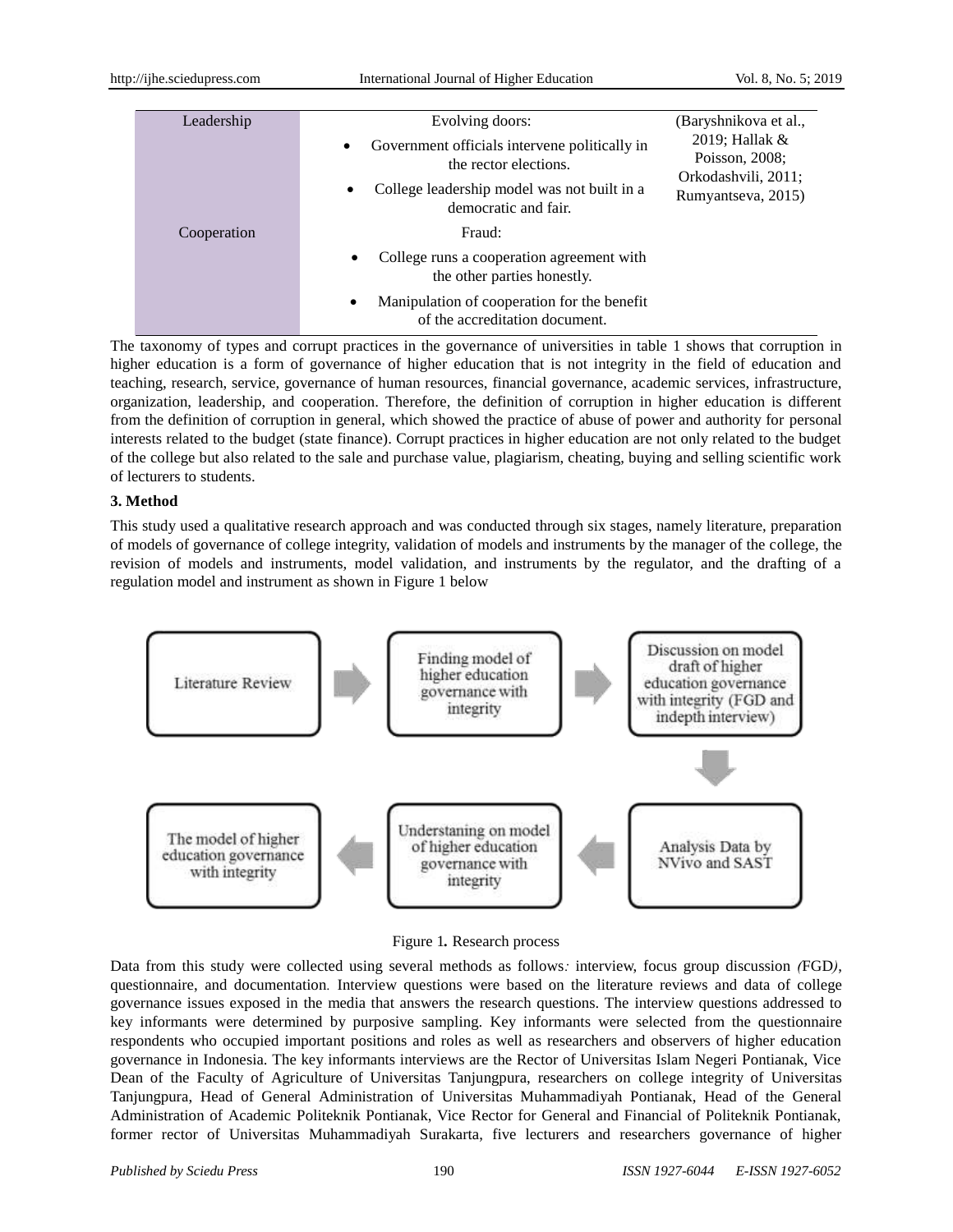| Leadership | Evolving doors:<br>• Government officials intervene politically in the rector elections.<br>• College leadership model was not built in a democratic and fair. | (Baryshnikova et al., 2019; Hallak & Poisson, 2008; Orkodashvili, 2011; Rumyantseva, 2015) |
|---|---|---|
| Cooperation | Fraud:<br>• College runs a cooperation agreement with the other parties honestly.<br>• Manipulation of cooperation for the benefit of the accreditation document. | |

The taxonomy of types and corrupt practices in the governance of universities in table 1 shows that corruption in higher education is a form of governance of higher education that is not integrity in the field of education and teaching, research, service, governance of human resources, financial governance, academic services, infrastructure, organization, leadership, and cooperation. Therefore, the definition of corruption in higher education is different from the definition of corruption in general, which showed the practice of abuse of power and authority for personal interests related to the budget (state finance). Corrupt practices in higher education are not only related to the budget of the college but also related to the sale and purchase value, plagiarism, cheating, buying and selling scientific work of lecturers to students.

**3. Method**

This study used a qualitative research approach and was conducted through six stages, namely literature, preparation of models of governance of college integrity, validation of models and instruments by the manager of the college, the revision of models and instruments, model validation, and instruments by the regulator, and the drafting of a regulation model and instrument as shown in Figure 1 below

Literature Review → Finding model of higher education governance with integrity → Discussion on model draft of higher education governance with integrity (FGD and indepth interview) → Analysis Data by NVivo and SAST → Understaning on model of higher education governance with integrity → The model of higher education governance with integrity

Figure 1**.** Research process

Data from this study were collected using several methods as follows*:* interview, focus group discussion *(*FGD*)*, questionnaire, and documentation. Interview questions were based on the literature reviews and data of college governance issues exposed in the media that answers the research questions. The interview questions addressed to key informants were determined by purposive sampling. Key informants were selected from the questionnaire respondents who occupied important positions and roles as well as researchers and observers of higher education governance in Indonesia. The key informants interviews are the Rector of Universitas Islam Negeri Pontianak, Vice Dean of the Faculty of Agriculture of Universitas Tanjungpura, researchers on college integrity of Universitas Tanjungpura, Head of General Administration of Universitas Muhammadiyah Pontianak, Head of the General Administration of Academic Politeknik Pontianak, Vice Rector for General and Financial of Politeknik Pontianak, former rector of Universitas Muhammadiyah Surakarta, five lecturers and researchers governance of higher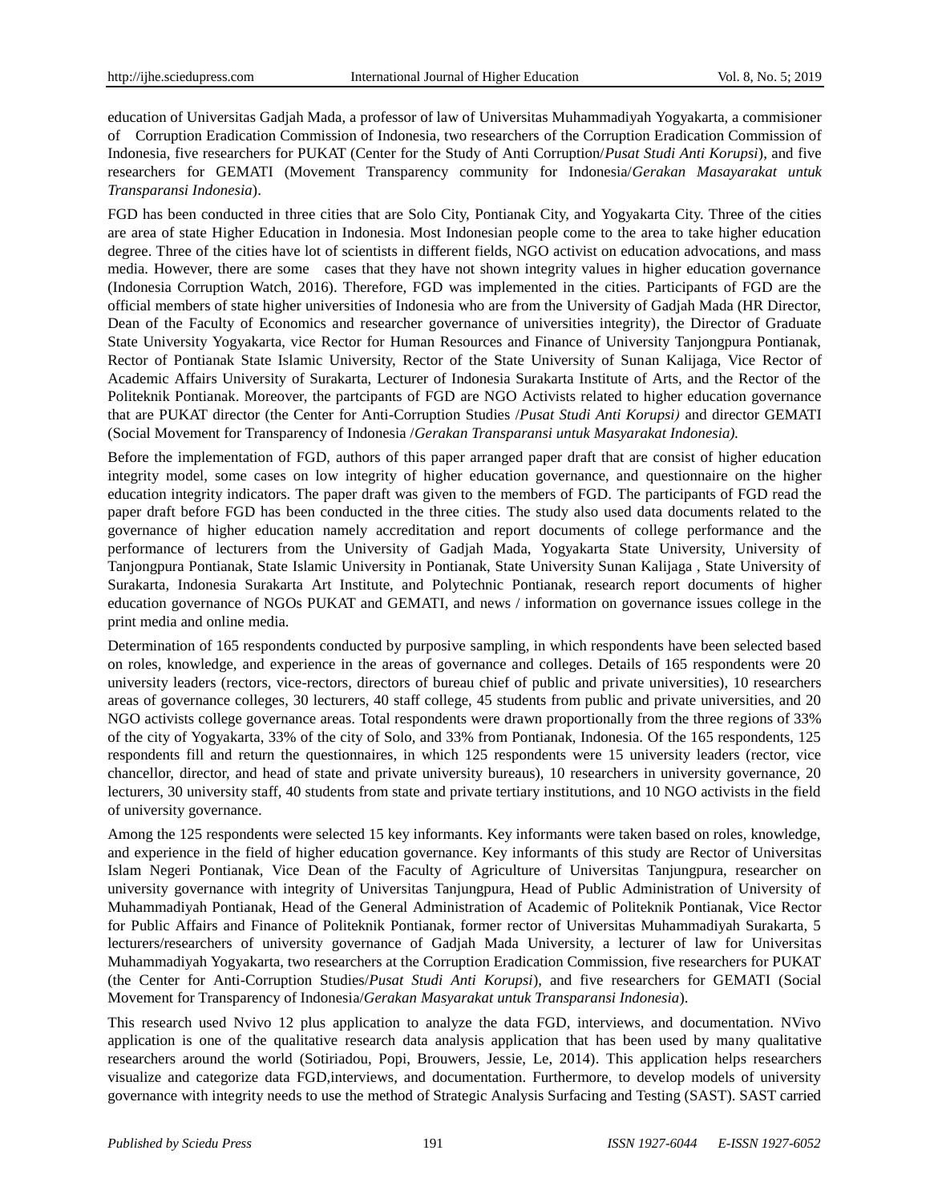education of Universitas Gadjah Mada, a professor of law of Universitas Muhammadiyah Yogyakarta, a commisioner of Corruption Eradication Commission of Indonesia, two researchers of the Corruption Eradication Commission of Indonesia, five researchers for PUKAT (Center for the Study of Anti Corruption/*Pusat Studi Anti Korupsi*), and five researchers for GEMATI (Movement Transparency community for Indonesia/*Gerakan Masayarakat untuk Transparansi Indonesia*).

FGD has been conducted in three cities that are Solo City, Pontianak City, and Yogyakarta City. Three of the cities are area of state Higher Education in Indonesia. Most Indonesian people come to the area to take higher education degree. Three of the cities have lot of scientists in different fields, NGO activist on education advocations, and mass media. However, there are some cases that they have not shown integrity values in higher education governance (Indonesia Corruption Watch, 2016). Therefore, FGD was implemented in the cities. Participants of FGD are the official members of state higher universities of Indonesia who are from the University of Gadjah Mada (HR Director, Dean of the Faculty of Economics and researcher governance of universities integrity), the Director of Graduate State University Yogyakarta, vice Rector for Human Resources and Finance of University Tanjongpura Pontianak, Rector of Pontianak State Islamic University, Rector of the State University of Sunan Kalijaga, Vice Rector of Academic Affairs University of Surakarta, Lecturer of Indonesia Surakarta Institute of Arts, and the Rector of the Politeknik Pontianak. Moreover, the partcipants of FGD are NGO Activists related to higher education governance that are PUKAT director (the Center for Anti-Corruption Studies /*Pusat Studi Anti Korupsi)* and director GEMATI (Social Movement for Transparency of Indonesia /*Gerakan Transparansi untuk Masyarakat Indonesia).*

Before the implementation of FGD, authors of this paper arranged paper draft that are consist of higher education integrity model, some cases on low integrity of higher education governance, and questionnaire on the higher education integrity indicators. The paper draft was given to the members of FGD. The participants of FGD read the paper draft before FGD has been conducted in the three cities. The study also used data documents related to the governance of higher education namely accreditation and report documents of college performance and the performance of lecturers from the University of Gadjah Mada, Yogyakarta State University, University of Tanjongpura Pontianak, State Islamic University in Pontianak, State University Sunan Kalijaga , State University of Surakarta, Indonesia Surakarta Art Institute, and Polytechnic Pontianak, research report documents of higher education governance of NGOs PUKAT and GEMATI, and news / information on governance issues college in the print media and online media.

Determination of 165 respondents conducted by purposive sampling, in which respondents have been selected based on roles, knowledge, and experience in the areas of governance and colleges. Details of 165 respondents were 20 university leaders (rectors, vice-rectors, directors of bureau chief of public and private universities), 10 researchers areas of governance colleges, 30 lecturers, 40 staff college, 45 students from public and private universities, and 20 NGO activists college governance areas. Total respondents were drawn proportionally from the three regions of 33% of the city of Yogyakarta, 33% of the city of Solo, and 33% from Pontianak, Indonesia. Of the 165 respondents, 125 respondents fill and return the questionnaires, in which 125 respondents were 15 university leaders (rector, vice chancellor, director, and head of state and private university bureaus), 10 researchers in university governance, 20 lecturers, 30 university staff, 40 students from state and private tertiary institutions, and 10 NGO activists in the field of university governance.

Among the 125 respondents were selected 15 key informants. Key informants were taken based on roles, knowledge, and experience in the field of higher education governance. Key informants of this study are Rector of Universitas Islam Negeri Pontianak, Vice Dean of the Faculty of Agriculture of Universitas Tanjungpura, researcher on university governance with integrity of Universitas Tanjungpura, Head of Public Administration of University of Muhammadiyah Pontianak, Head of the General Administration of Academic of Politeknik Pontianak, Vice Rector for Public Affairs and Finance of Politeknik Pontianak, former rector of Universitas Muhammadiyah Surakarta, 5 lecturers/researchers of university governance of Gadjah Mada University, a lecturer of law for Universitas Muhammadiyah Yogyakarta, two researchers at the Corruption Eradication Commission, five researchers for PUKAT (the Center for Anti-Corruption Studies/*Pusat Studi Anti Korupsi*), and five researchers for GEMATI (Social Movement for Transparency of Indonesia/*Gerakan Masyarakat untuk Transparansi Indonesia*).

This research used Nvivo 12 plus application to analyze the data FGD, interviews, and documentation. NVivo application is one of the qualitative research data analysis application that has been used by many qualitative researchers around the world (Sotiriadou, Popi, Brouwers, Jessie, Le, 2014). This application helps researchers visualize and categorize data FGD,interviews, and documentation. Furthermore, to develop models of university governance with integrity needs to use the method of Strategic Analysis Surfacing and Testing (SAST). SAST carried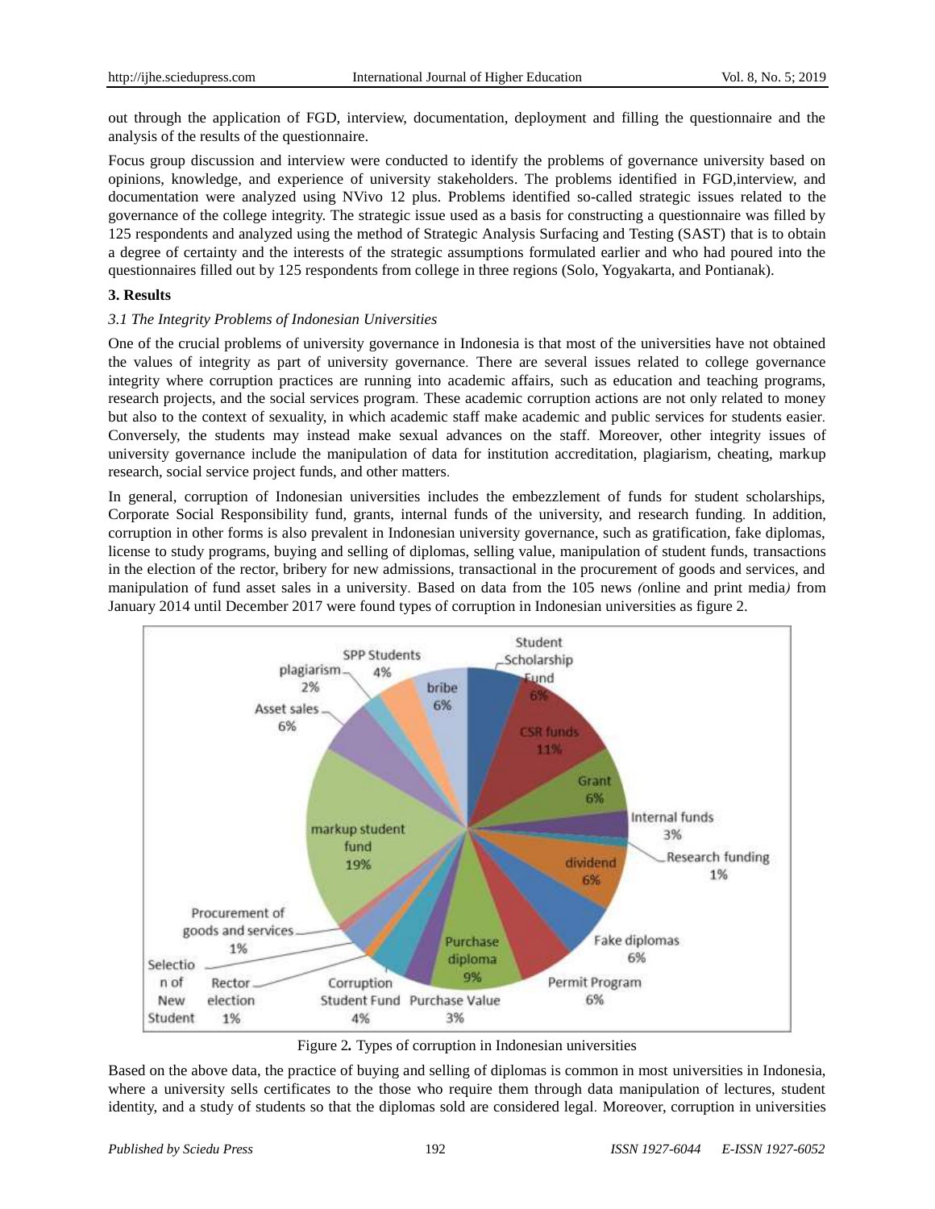out through the application of FGD, interview, documentation, deployment and filling the questionnaire and the analysis of the results of the questionnaire.

Focus group discussion and interview were conducted to identify the problems of governance university based on opinions, knowledge, and experience of university stakeholders. The problems identified in FGD,interview, and documentation were analyzed using NVivo 12 plus. Problems identified so-called strategic issues related to the governance of the college integrity. The strategic issue used as a basis for constructing a questionnaire was filled by 125 respondents and analyzed using the method of Strategic Analysis Surfacing and Testing (SAST) that is to obtain a degree of certainty and the interests of the strategic assumptions formulated earlier and who had poured into the questionnaires filled out by 125 respondents from college in three regions (Solo, Yogyakarta, and Pontianak).

## 3. Results

### *3.1 The Integrity Problems of Indonesian Universities*

One of the crucial problems of university governance in Indonesia is that most of the universities have not obtained the values of integrity as part of university governance. There are several issues related to college governance integrity where corruption practices are running into academic affairs, such as education and teaching programs, research projects, and the social services program. These academic corruption actions are not only related to money but also to the context of sexuality, in which academic staff make academic and public services for students easier. Conversely, the students may instead make sexual advances on the staff. Moreover, other integrity issues of university governance include the manipulation of data for institution accreditation, plagiarism, cheating, markup research, social service project funds, and other matters.

In general, corruption of Indonesian universities includes the embezzlement of funds for student scholarships, Corporate Social Responsibility fund, grants, internal funds of the university, and research funding. In addition, corruption in other forms is also prevalent in Indonesian university governance, such as gratification, fake diplomas, license to study programs, buying and selling of diplomas, selling value, manipulation of student funds, transactions in the election of the rector, bribery for new admissions, transactional in the procurement of goods and services, and manipulation of fund asset sales in a university. Based on data from the 105 news *(*online and print media*)* from January 2014 until December 2017 were found types of corruption in Indonesian universities as figure 2.

Student Scholarship Fund 6%
CSR funds 11%
Grant 6%
Internal funds 3%
Research funding 1%
dividend 6%
Fake diplomas 6%
Permit Program 6%
Purchase diploma 9%
Purchase Value 3%
Corruption Student Fund 4%
Rector election 1%
Selection of New Student
Procurement of goods and services 1%
markup student fund 19%
Asset sales 6%
plagiarism 2%
SPP Students 4%
bribe 6%

Figure 2. Types of corruption in Indonesian universities

Based on the above data, the practice of buying and selling of diplomas is common in most universities in Indonesia, where a university sells certificates to the those who require them through data manipulation of lectures, student identity, and a study of students so that the diplomas sold are considered legal. Moreover, corruption in universities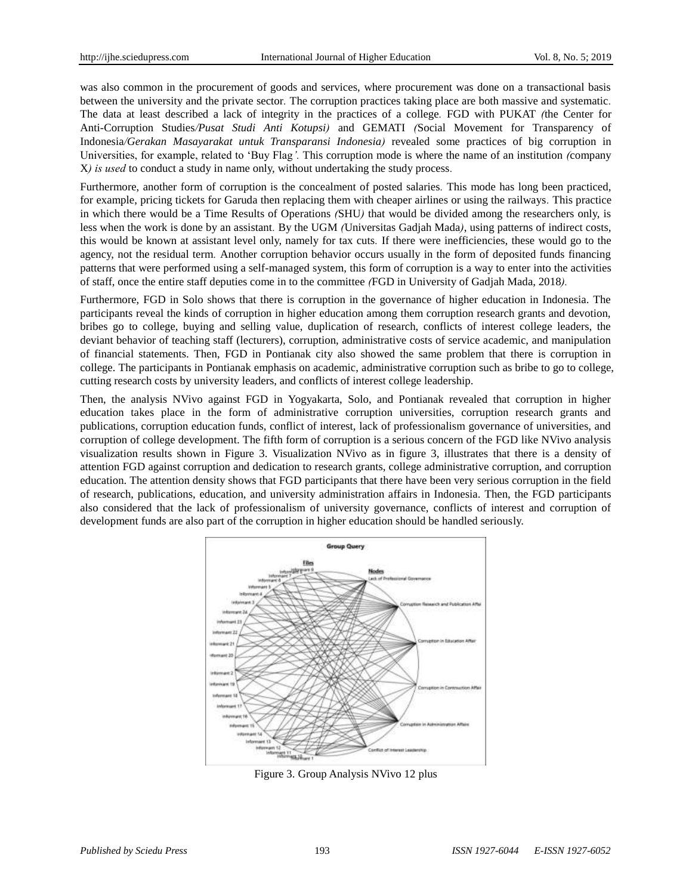was also common in the procurement of goods and services, where procurement was done on a transactional basis between the university and the private sector. The corruption practices taking place are both massive and systematic. The data at least described a lack of integrity in the practices of a college. FGD with PUKAT *(*the Center for Anti-Corruption Studies*/Pusat Studi Anti Kotupsi)* and GEMATI *(*Social Movement for Transparency of Indonesia*/Gerakan Masayarakat untuk Transparansi Indonesia)* revealed some practices of big corruption in Universities, for example, related to 'Buy Flag*'.* This corruption mode is where the name of an institution *(*company X*) is used* to conduct a study in name only, without undertaking the study process.

Furthermore, another form of corruption is the concealment of posted salaries. This mode has long been practiced, for example, pricing tickets for Garuda then replacing them with cheaper airlines or using the railways. This practice in which there would be a Time Results of Operations *(*SHU*)* that would be divided among the researchers only, is less when the work is done by an assistant. By the UGM *(*Universitas Gadjah Mada*)*, using patterns of indirect costs, this would be known at assistant level only, namely for tax cuts. If there were inefficiencies, these would go to the agency, not the residual term. Another corruption behavior occurs usually in the form of deposited funds financing patterns that were performed using a self-managed system, this form of corruption is a way to enter into the activities of staff, once the entire staff deputies come in to the committee *(*FGD in University of Gadjah Mada, 2018*).*

Furthermore, FGD in Solo shows that there is corruption in the governance of higher education in Indonesia. The participants reveal the kinds of corruption in higher education among them corruption research grants and devotion, bribes go to college, buying and selling value, duplication of research, conflicts of interest college leaders, the deviant behavior of teaching staff (lecturers), corruption, administrative costs of service academic, and manipulation of financial statements. Then, FGD in Pontianak city also showed the same problem that there is corruption in college. The participants in Pontianak emphasis on academic, administrative corruption such as bribe to go to college, cutting research costs by university leaders, and conflicts of interest college leadership.

Then, the analysis NVivo against FGD in Yogyakarta, Solo, and Pontianak revealed that corruption in higher education takes place in the form of administrative corruption universities, corruption research grants and publications, corruption education funds, conflict of interest, lack of professionalism governance of universities, and corruption of college development. The fifth form of corruption is a serious concern of the FGD like NVivo analysis visualization results shown in Figure 3. Visualization NVivo as in figure 3, illustrates that there is a density of attention FGD against corruption and dedication to research grants, college administrative corruption, and corruption education. The attention density shows that FGD participants that there have been very serious corruption in the field of research, publications, education, and university administration affairs in Indonesia. Then, the FGD participants also considered that the lack of professionalism of university governance, conflicts of interest and corruption of development funds are also part of the corruption in higher education should be handled seriously.

Group Query

Files

Nodes

Lack of Professional Governance

Corruption Research and Publication Affai

Corruption in Education Affair

Corruption in Construction Affair

Corruption in Administration Affairs

Conflict of Interest Leadership

Informant 9, Informant 8, Informant 7, Informant 6, Informant 5, Informant 4, Informant 3, Informant 24, Informant 23, Informant 22, Informant 21, Informant 20, Informant 2, Informant 19, Informant 18, Informant 17, Informant 16, Informant 15, Informant 14, Informant 13, Informant 12, Informant 11, Informant 10, Informant 1

Figure 3. Group Analysis NVivo 12 plus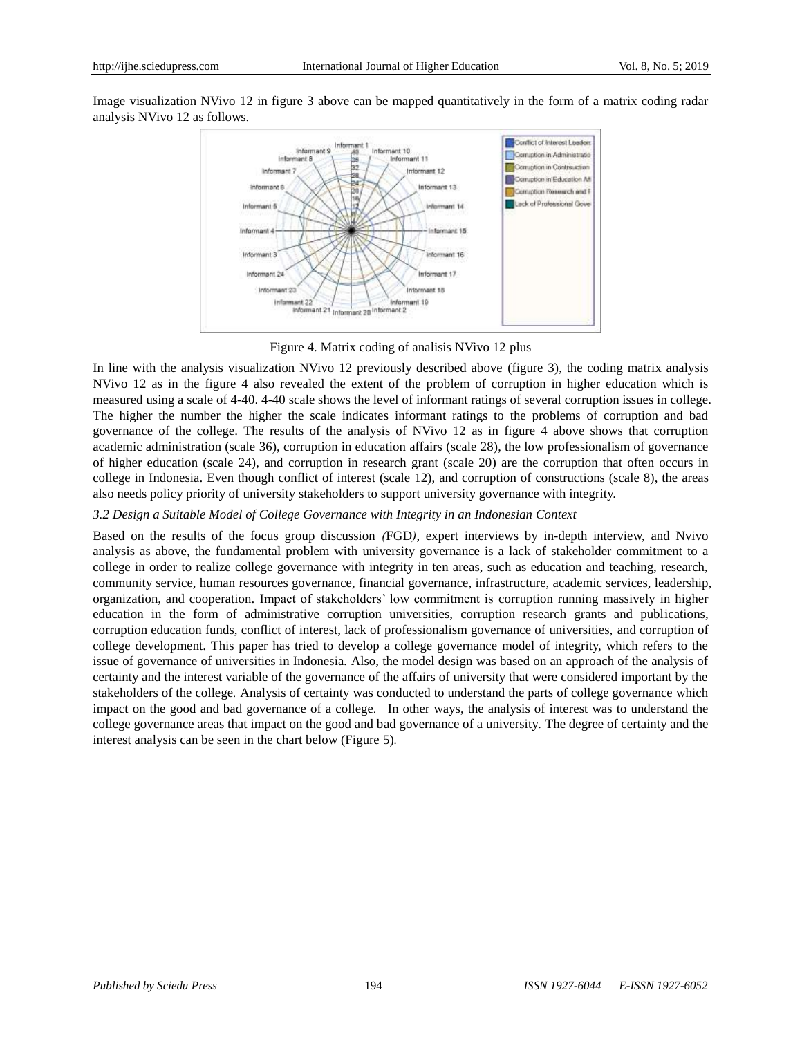Image visualization NVivo 12 in figure 3 above can be mapped quantitatively in the form of a matrix coding radar analysis NVivo 12 as follows.

Figure 4. Matrix coding of analisis NVivo 12 plus

In line with the analysis visualization NVivo 12 previously described above (figure 3), the coding matrix analysis NVivo 12 as in the figure 4 also revealed the extent of the problem of corruption in higher education which is measured using a scale of 4-40. 4-40 scale shows the level of informant ratings of several corruption issues in college. The higher the number the higher the scale indicates informant ratings to the problems of corruption and bad governance of the college. The results of the analysis of NVivo 12 as in figure 4 above shows that corruption academic administration (scale 36), corruption in education affairs (scale 28), the low professionalism of governance of higher education (scale 24), and corruption in research grant (scale 20) are the corruption that often occurs in college in Indonesia. Even though conflict of interest (scale 12), and corruption of constructions (scale 8), the areas also needs policy priority of university stakeholders to support university governance with integrity.

### *3.2 Design a Suitable Model of College Governance with Integrity in an Indonesian Context*

Based on the results of the focus group discussion *(*FGD*)*, expert interviews by in-depth interview, and Nvivo analysis as above, the fundamental problem with university governance is a lack of stakeholder commitment to a college in order to realize college governance with integrity in ten areas, such as education and teaching, research, community service, human resources governance, financial governance, infrastructure, academic services, leadership, organization, and cooperation. Impact of stakeholders' low commitment is corruption running massively in higher education in the form of administrative corruption universities, corruption research grants and publications, corruption education funds, conflict of interest, lack of professionalism governance of universities, and corruption of college development. This paper has tried to develop a college governance model of integrity, which refers to the issue of governance of universities in Indonesia. Also, the model design was based on an approach of the analysis of certainty and the interest variable of the governance of the affairs of university that were considered important by the stakeholders of the college. Analysis of certainty was conducted to understand the parts of college governance which impact on the good and bad governance of a college. In other ways, the analysis of interest was to understand the college governance areas that impact on the good and bad governance of a university. The degree of certainty and the interest analysis can be seen in the chart below (Figure 5).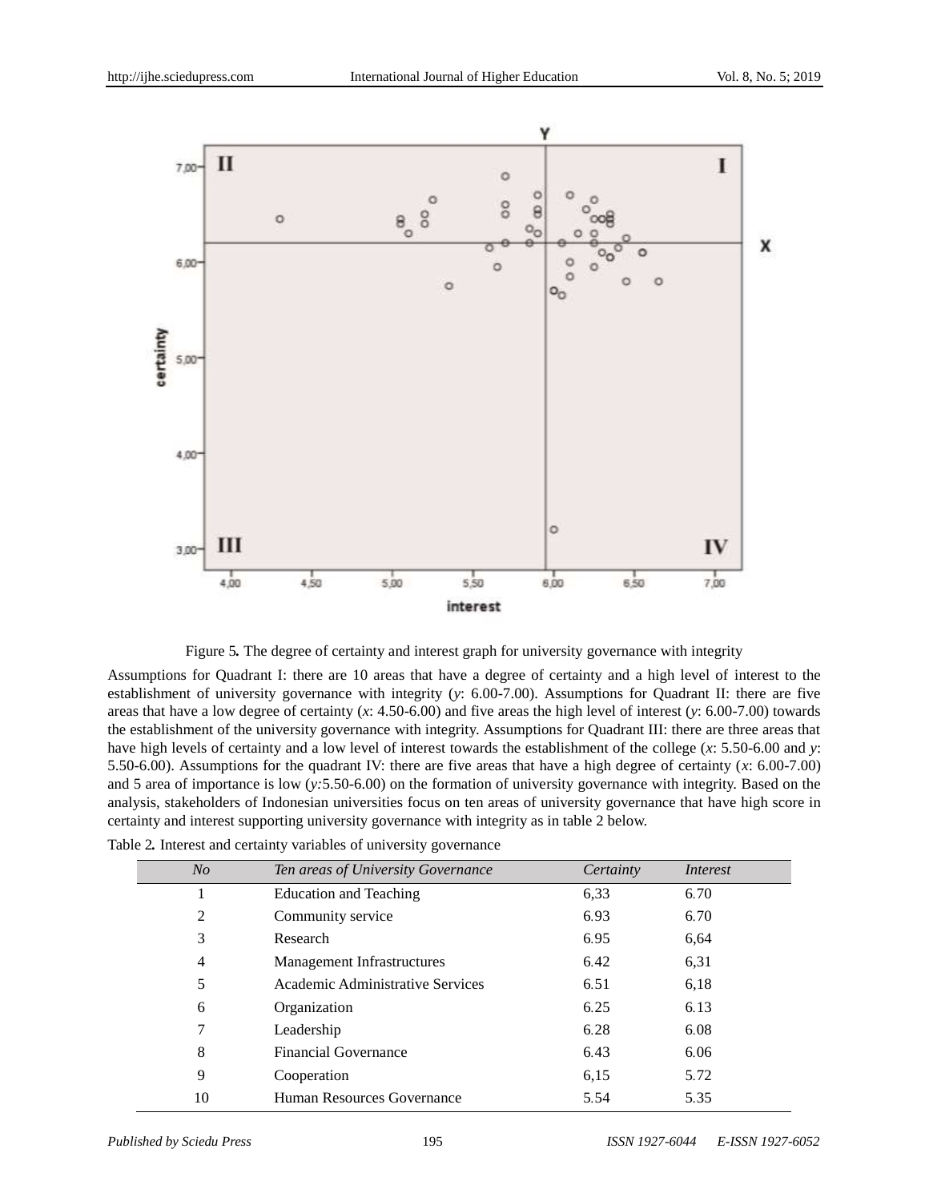Figure 5. The degree of certainty and interest graph for university governance with integrity

Assumptions for Quadrant I: there are 10 areas that have a degree of certainty and a high level of interest to the establishment of university governance with integrity (*y*: 6.00-7.00). Assumptions for Quadrant II: there are five areas that have a low degree of certainty (*x*: 4.50-6.00) and five areas the high level of interest (*y*: 6.00-7.00) towards the establishment of the university governance with integrity. Assumptions for Quadrant III: there are three areas that have high levels of certainty and a low level of interest towards the establishment of the college (*x*: 5.50-6.00 and *y*: 5.50-6.00). Assumptions for the quadrant IV: there are five areas that have a high degree of certainty (*x*: 6.00-7.00) and 5 area of importance is low (*y*:5.50-6.00) on the formation of university governance with integrity. Based on the analysis, stakeholders of Indonesian universities focus on ten areas of university governance that have high score in certainty and interest supporting university governance with integrity as in table 2 below.

Table 2. Interest and certainty variables of university governance

| *No* | *Ten areas of University Governance* | *Certainty* | *Interest* |
|---|---|---|---|
| 1 | Education and Teaching | 6,33 | 6.70 |
| 2 | Community service | 6.93 | 6.70 |
| 3 | Research | 6.95 | 6,64 |
| 4 | Management Infrastructures | 6.42 | 6,31 |
| 5 | Academic Administrative Services | 6.51 | 6,18 |
| 6 | Organization | 6.25 | 6.13 |
| 7 | Leadership | 6.28 | 6.08 |
| 8 | Financial Governance | 6.43 | 6.06 |
| 9 | Cooperation | 6,15 | 5.72 |
| 10 | Human Resources Governance | 5.54 | 5.35 |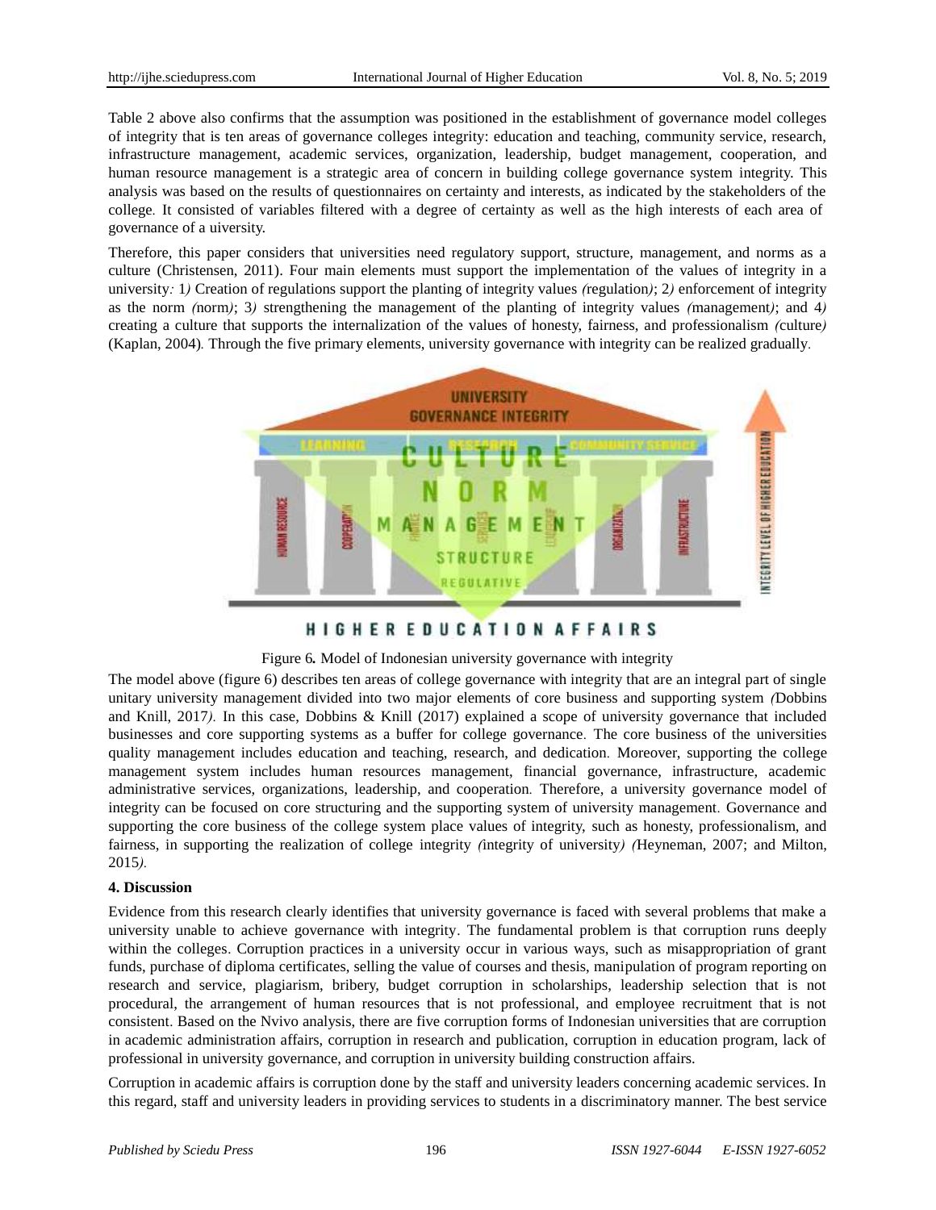Table 2 above also confirms that the assumption was positioned in the establishment of governance model colleges of integrity that is ten areas of governance colleges integrity: education and teaching, community service, research, infrastructure management, academic services, organization, leadership, budget management, cooperation, and human resource management is a strategic area of concern in building college governance system integrity. This analysis was based on the results of questionnaires on certainty and interests, as indicated by the stakeholders of the college. It consisted of variables filtered with a degree of certainty as well as the high interests of each area of governance of a uiversity.

Therefore, this paper considers that universities need regulatory support, structure, management, and norms as a culture (Christensen, 2011). Four main elements must support the implementation of the values of integrity in a university: 1) Creation of regulations support the planting of integrity values (regulation); 2) enforcement of integrity as the norm (norm); 3) strengthening the management of the planting of integrity values (management); and 4) creating a culture that supports the internalization of the values of honesty, fairness, and professionalism (culture) (Kaplan, 2004). Through the five primary elements, university governance with integrity can be realized gradually.

UNIVERSITY GOVERNANCE INTEGRITY

LEARNING

RESEARCH

COMMUNITY SERVICE

CULTURE

NORM

MANAGEMENT

STRUCTURE

REGULATIVE

HUMAN RESOURCE

COOPERATION

FINANCE

SERVICES

LEADERSHIP

ORGANIZATION

INFRASTRUCTURE

INTEGRITY LEVEL OF HIGHER EDUCATION

HIGHER EDUCATION AFFAIRS

Figure 6. Model of Indonesian university governance with integrity

The model above (figure 6) describes ten areas of college governance with integrity that are an integral part of single unitary university management divided into two major elements of core business and supporting system (Dobbins and Knill, 2017). In this case, Dobbins & Knill (2017) explained a scope of university governance that included businesses and core supporting systems as a buffer for college governance. The core business of the universities quality management includes education and teaching, research, and dedication. Moreover, supporting the college management system includes human resources management, financial governance, infrastructure, academic administrative services, organizations, leadership, and cooperation. Therefore, a university governance model of integrity can be focused on core structuring and the supporting system of university management. Governance and supporting the core business of the college system place values of integrity, such as honesty, professionalism, and fairness, in supporting the realization of college integrity (integrity of university) (Heyneman, 2007; and Milton, 2015).

## 4. Discussion

Evidence from this research clearly identifies that university governance is faced with several problems that make a university unable to achieve governance with integrity. The fundamental problem is that corruption runs deeply within the colleges. Corruption practices in a university occur in various ways, such as misappropriation of grant funds, purchase of diploma certificates, selling the value of courses and thesis, manipulation of program reporting on research and service, plagiarism, bribery, budget corruption in scholarships, leadership selection that is not procedural, the arrangement of human resources that is not professional, and employee recruitment that is not consistent. Based on the Nvivo analysis, there are five corruption forms of Indonesian universities that are corruption in academic administration affairs, corruption in research and publication, corruption in education program, lack of professional in university governance, and corruption in university building construction affairs.

Corruption in academic affairs is corruption done by the staff and university leaders concerning academic services. In this regard, staff and university leaders in providing services to students in a discriminatory manner. The best service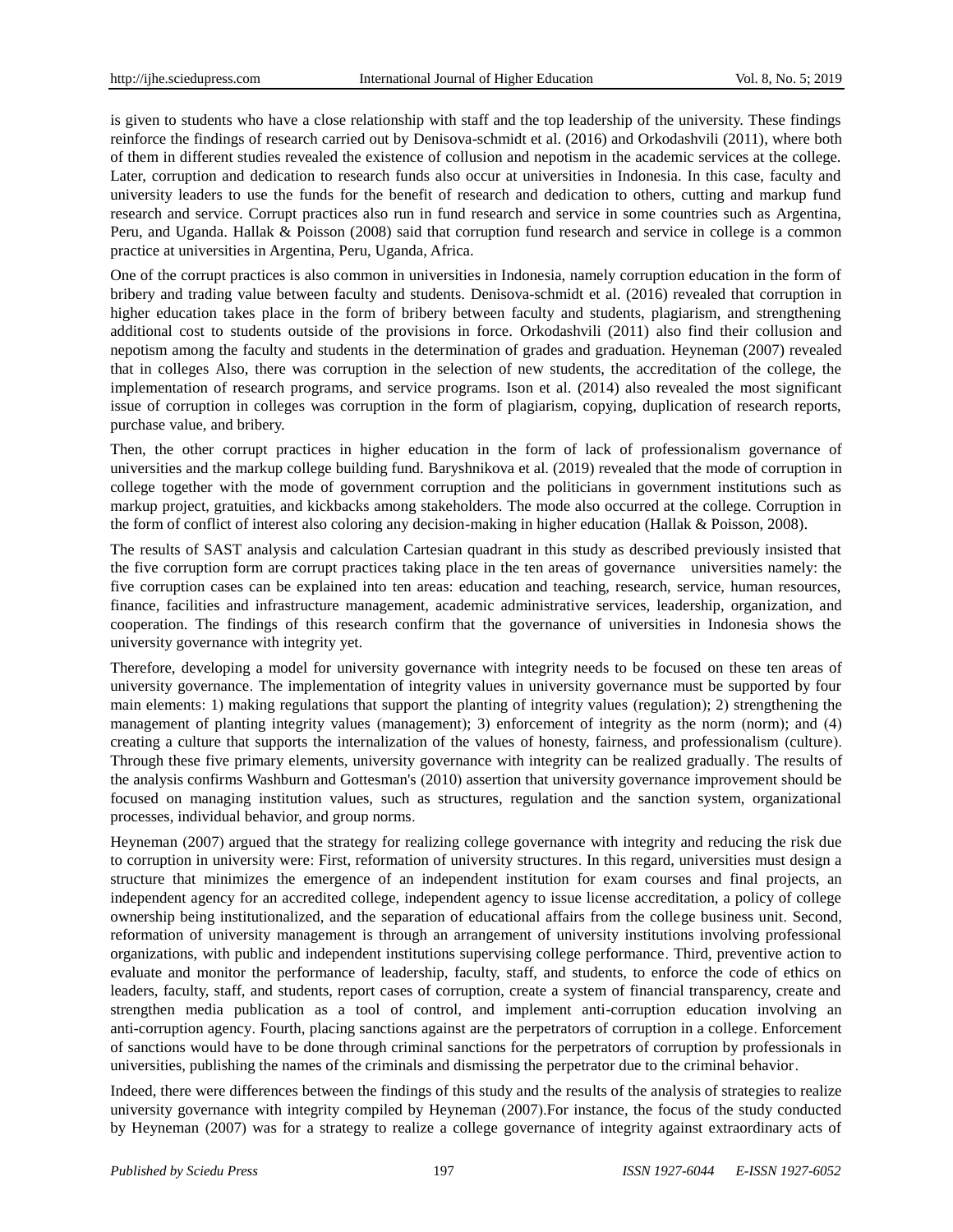is given to students who have a close relationship with staff and the top leadership of the university. These findings reinforce the findings of research carried out by Denisova-schmidt et al. (2016) and Orkodashvili (2011), where both of them in different studies revealed the existence of collusion and nepotism in the academic services at the college. Later, corruption and dedication to research funds also occur at universities in Indonesia. In this case, faculty and university leaders to use the funds for the benefit of research and dedication to others, cutting and markup fund research and service. Corrupt practices also run in fund research and service in some countries such as Argentina, Peru, and Uganda. Hallak & Poisson (2008) said that corruption fund research and service in college is a common practice at universities in Argentina, Peru, Uganda, Africa.

One of the corrupt practices is also common in universities in Indonesia, namely corruption education in the form of bribery and trading value between faculty and students. Denisova-schmidt et al. (2016) revealed that corruption in higher education takes place in the form of bribery between faculty and students, plagiarism, and strengthening additional cost to students outside of the provisions in force. Orkodashvili (2011) also find their collusion and nepotism among the faculty and students in the determination of grades and graduation. Heyneman (2007) revealed that in colleges Also, there was corruption in the selection of new students, the accreditation of the college, the implementation of research programs, and service programs. Ison et al. (2014) also revealed the most significant issue of corruption in colleges was corruption in the form of plagiarism, copying, duplication of research reports, purchase value, and bribery.

Then, the other corrupt practices in higher education in the form of lack of professionalism governance of universities and the markup college building fund. Baryshnikova et al. (2019) revealed that the mode of corruption in college together with the mode of government corruption and the politicians in government institutions such as markup project, gratuities, and kickbacks among stakeholders. The mode also occurred at the college. Corruption in the form of conflict of interest also coloring any decision-making in higher education (Hallak & Poisson, 2008).

The results of SAST analysis and calculation Cartesian quadrant in this study as described previously insisted that the five corruption form are corrupt practices taking place in the ten areas of governance universities namely: the five corruption cases can be explained into ten areas: education and teaching, research, service, human resources, finance, facilities and infrastructure management, academic administrative services, leadership, organization, and cooperation. The findings of this research confirm that the governance of universities in Indonesia shows the university governance with integrity yet.

Therefore, developing a model for university governance with integrity needs to be focused on these ten areas of university governance. The implementation of integrity values in university governance must be supported by four main elements: 1) making regulations that support the planting of integrity values (regulation); 2) strengthening the management of planting integrity values (management); 3) enforcement of integrity as the norm (norm); and (4) creating a culture that supports the internalization of the values of honesty, fairness, and professionalism (culture). Through these five primary elements, university governance with integrity can be realized gradually. The results of the analysis confirms Washburn and Gottesman's (2010) assertion that university governance improvement should be focused on managing institution values, such as structures, regulation and the sanction system, organizational processes, individual behavior, and group norms.

Heyneman (2007) argued that the strategy for realizing college governance with integrity and reducing the risk due to corruption in university were: First, reformation of university structures. In this regard, universities must design a structure that minimizes the emergence of an independent institution for exam courses and final projects, an independent agency for an accredited college, independent agency to issue license accreditation, a policy of college ownership being institutionalized, and the separation of educational affairs from the college business unit. Second, reformation of university management is through an arrangement of university institutions involving professional organizations, with public and independent institutions supervising college performance. Third, preventive action to evaluate and monitor the performance of leadership, faculty, staff, and students, to enforce the code of ethics on leaders, faculty, staff, and students, report cases of corruption, create a system of financial transparency, create and strengthen media publication as a tool of control, and implement anti-corruption education involving an anti-corruption agency. Fourth, placing sanctions against are the perpetrators of corruption in a college. Enforcement of sanctions would have to be done through criminal sanctions for the perpetrators of corruption by professionals in universities, publishing the names of the criminals and dismissing the perpetrator due to the criminal behavior.

Indeed, there were differences between the findings of this study and the results of the analysis of strategies to realize university governance with integrity compiled by Heyneman (2007).For instance, the focus of the study conducted by Heyneman (2007) was for a strategy to realize a college governance of integrity against extraordinary acts of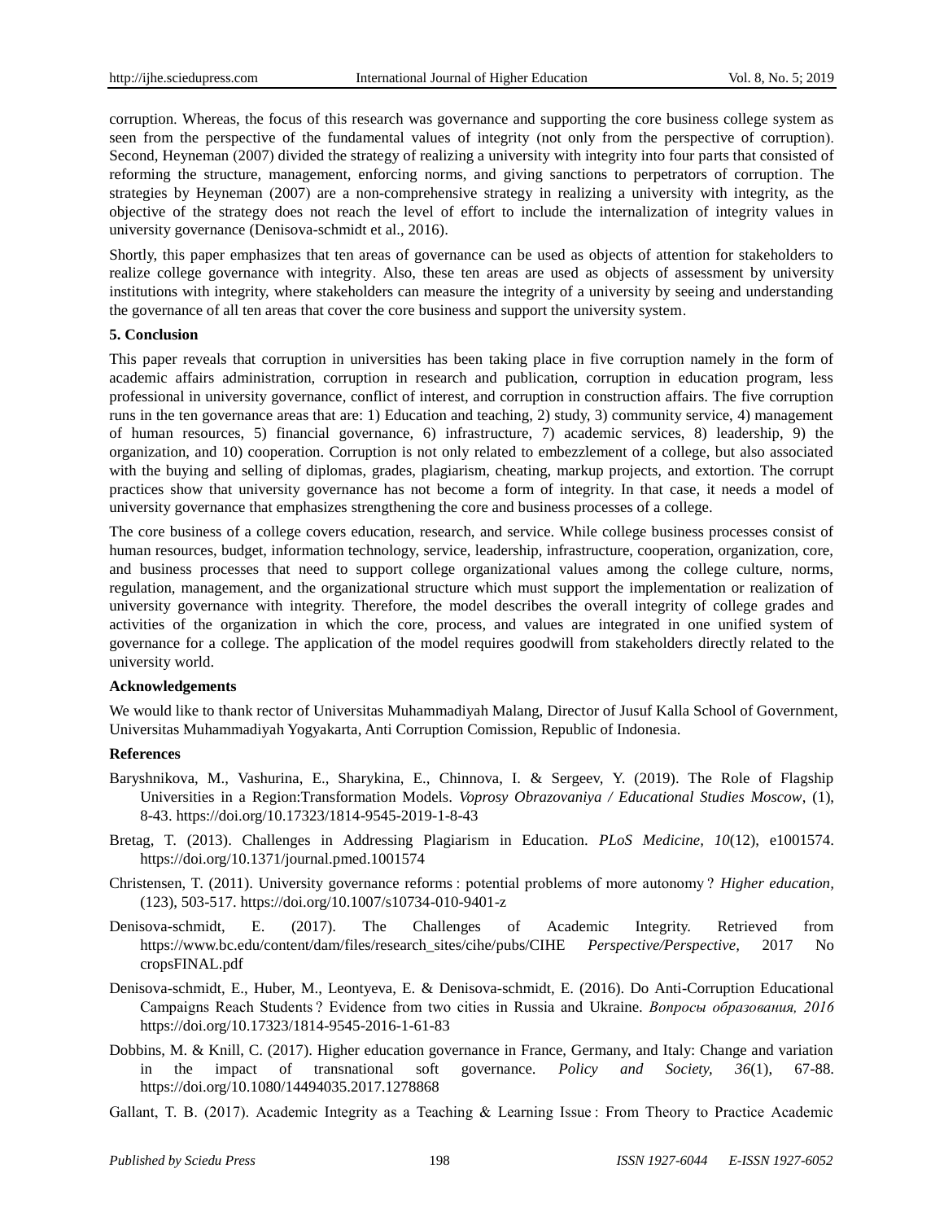corruption. Whereas, the focus of this research was governance and supporting the core business college system as seen from the perspective of the fundamental values of integrity (not only from the perspective of corruption). Second, Heyneman (2007) divided the strategy of realizing a university with integrity into four parts that consisted of reforming the structure, management, enforcing norms, and giving sanctions to perpetrators of corruption. The strategies by Heyneman (2007) are a non-comprehensive strategy in realizing a university with integrity, as the objective of the strategy does not reach the level of effort to include the internalization of integrity values in university governance (Denisova-schmidt et al., 2016).

Shortly, this paper emphasizes that ten areas of governance can be used as objects of attention for stakeholders to realize college governance with integrity. Also, these ten areas are used as objects of assessment by university institutions with integrity, where stakeholders can measure the integrity of a university by seeing and understanding the governance of all ten areas that cover the core business and support the university system.

## 5. Conclusion

This paper reveals that corruption in universities has been taking place in five corruption namely in the form of academic affairs administration, corruption in research and publication, corruption in education program, less professional in university governance, conflict of interest, and corruption in construction affairs. The five corruption runs in the ten governance areas that are: 1) Education and teaching, 2) study, 3) community service, 4) management of human resources, 5) financial governance, 6) infrastructure, 7) academic services, 8) leadership, 9) the organization, and 10) cooperation. Corruption is not only related to embezzlement of a college, but also associated with the buying and selling of diplomas, grades, plagiarism, cheating, markup projects, and extortion. The corrupt practices show that university governance has not become a form of integrity. In that case, it needs a model of university governance that emphasizes strengthening the core and business processes of a college.

The core business of a college covers education, research, and service. While college business processes consist of human resources, budget, information technology, service, leadership, infrastructure, cooperation, organization, core, and business processes that need to support college organizational values among the college culture, norms, regulation, management, and the organizational structure which must support the implementation or realization of university governance with integrity. Therefore, the model describes the overall integrity of college grades and activities of the organization in which the core, process, and values are integrated in one unified system of governance for a college. The application of the model requires goodwill from stakeholders directly related to the university world.

## Acknowledgements

We would like to thank rector of Universitas Muhammadiyah Malang, Director of Jusuf Kalla School of Government, Universitas Muhammadiyah Yogyakarta, Anti Corruption Comission, Republic of Indonesia.

## References

Baryshnikova, M., Vashurina, E., Sharykina, E., Chinnova, I. & Sergeev, Y. (2019). The Role of Flagship Universities in a Region:Transformation Models. *Voprosy Obrazovaniya / Educational Studies Moscow*, (1), 8-43. https://doi.org/10.17323/1814-9545-2019-1-8-43

Bretag, T. (2013). Challenges in Addressing Plagiarism in Education. *PLoS Medicine, 10*(12), e1001574. https://doi.org/10.1371/journal.pmed.1001574

Christensen, T. (2011). University governance reforms : potential problems of more autonomy ? *Higher education,* (123), 503-517. https://doi.org/10.1007/s10734-010-9401-z

Denisova-schmidt, E. (2017). The Challenges of Academic Integrity. Retrieved from https://www.bc.edu/content/dam/files/research_sites/cihe/pubs/CIHE *Perspective/Perspective,* 2017 No cropsFINAL.pdf

Denisova-schmidt, E., Huber, M., Leontyeva, E. & Denisova-schmidt, E. (2016). Do Anti-Corruption Educational Campaigns Reach Students ? Evidence from two cities in Russia and Ukraine. *Вопросы образования, 2016* https://doi.org/10.17323/1814-9545-2016-1-61-83

Dobbins, M. & Knill, C. (2017). Higher education governance in France, Germany, and Italy: Change and variation in the impact of transnational soft governance. *Policy and Society, 36*(1), 67-88. https://doi.org/10.1080/14494035.2017.1278868

Gallant, T. B. (2017). Academic Integrity as a Teaching & Learning Issue : From Theory to Practice Academic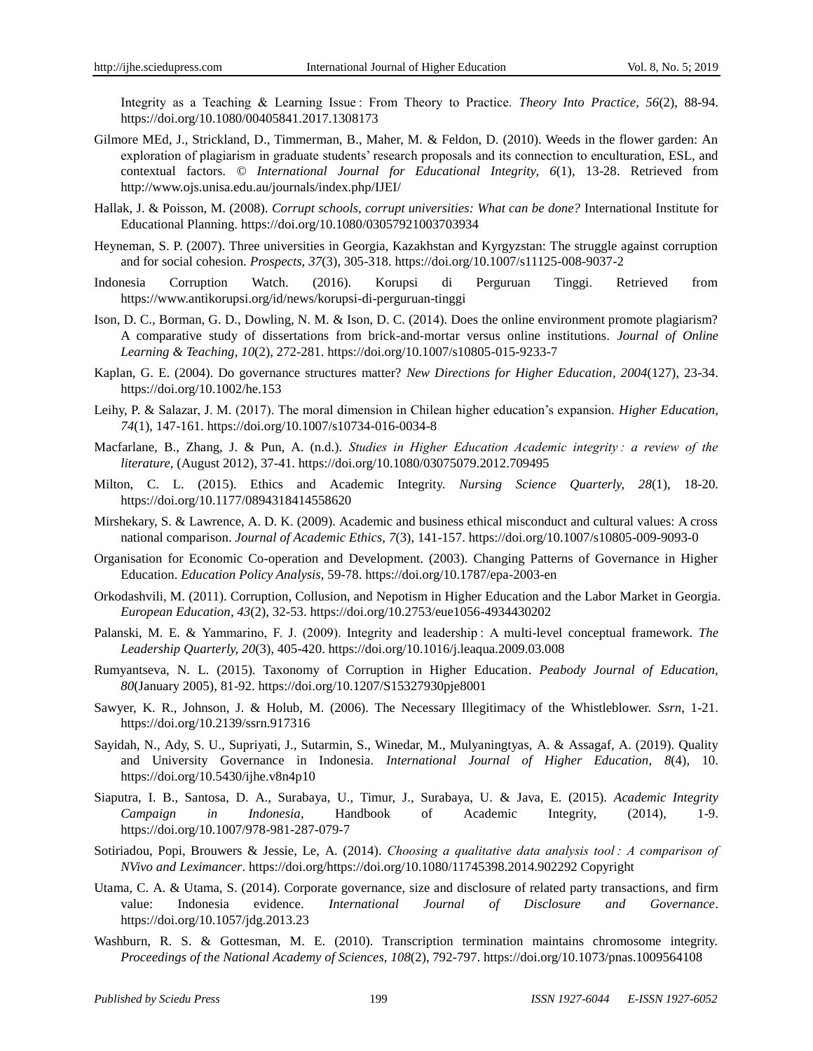Integrity as a Teaching & Learning Issue : From Theory to Practice. *Theory Into Practice, 56*(2), 88-94. https://doi.org/10.1080/00405841.2017.1308173

Gilmore MEd, J., Strickland, D., Timmerman, B., Maher, M. & Feldon, D. (2010). Weeds in the flower garden: An exploration of plagiarism in graduate students' research proposals and its connection to enculturation, ESL, and contextual factors. © *International Journal for Educational Integrity, 6*(1), 13-28. Retrieved from http://www.ojs.unisa.edu.au/journals/index.php/IJEI/

Hallak, J. & Poisson, M. (2008). *Corrupt schools, corrupt universities: What can be done?* International Institute for Educational Planning. https://doi.org/10.1080/03057921003703934

Heyneman, S. P. (2007). Three universities in Georgia, Kazakhstan and Kyrgyzstan: The struggle against corruption and for social cohesion. *Prospects, 37*(3), 305-318. https://doi.org/10.1007/s11125-008-9037-2

Indonesia Corruption Watch. (2016). Korupsi di Perguruan Tinggi. Retrieved from https://www.antikorupsi.org/id/news/korupsi-di-perguruan-tinggi

Ison, D. C., Borman, G. D., Dowling, N. M. & Ison, D. C. (2014). Does the online environment promote plagiarism? A comparative study of dissertations from brick-and-mortar versus online institutions. *Journal of Online Learning & Teaching, 10*(2), 272-281. https://doi.org/10.1007/s10805-015-9233-7

Kaplan, G. E. (2004). Do governance structures matter? *New Directions for Higher Education, 2004*(127), 23-34. https://doi.org/10.1002/he.153

Leihy, P. & Salazar, J. M. (2017). The moral dimension in Chilean higher education's expansion. *Higher Education, 74*(1), 147-161. https://doi.org/10.1007/s10734-016-0034-8

Macfarlane, B., Zhang, J. & Pun, A. (n.d.). *Studies in Higher Education Academic integrity : a review of the literature*, (August 2012), 37-41. https://doi.org/10.1080/03075079.2012.709495

Milton, C. L. (2015). Ethics and Academic Integrity. *Nursing Science Quarterly, 28*(1), 18-20. https://doi.org/10.1177/0894318414558620

Mirshekary, S. & Lawrence, A. D. K. (2009). Academic and business ethical misconduct and cultural values: A cross national comparison. *Journal of Academic Ethics, 7*(3), 141-157. https://doi.org/10.1007/s10805-009-9093-0

Organisation for Economic Co-operation and Development. (2003). Changing Patterns of Governance in Higher Education. *Education Policy Analysis*, 59-78. https://doi.org/10.1787/epa-2003-en

Orkodashvili, M. (2011). Corruption, Collusion, and Nepotism in Higher Education and the Labor Market in Georgia. *European Education, 43*(2), 32-53. https://doi.org/10.2753/eue1056-4934430202

Palanski, M. E. & Yammarino, F. J. (2009). Integrity and leadership : A multi-level conceptual framework. *The Leadership Quarterly, 20*(3), 405-420. https://doi.org/10.1016/j.leaqua.2009.03.008

Rumyantseva, N. L. (2015). Taxonomy of Corruption in Higher Education. *Peabody Journal of Education, 80*(January 2005), 81-92. https://doi.org/10.1207/S15327930pje8001

Sawyer, K. R., Johnson, J. & Holub, M. (2006). The Necessary Illegitimacy of the Whistleblower. *Ssrn*, 1-21. https://doi.org/10.2139/ssrn.917316

Sayidah, N., Ady, S. U., Supriyati, J., Sutarmin, S., Winedar, M., Mulyaningtyas, A. & Assagaf, A. (2019). Quality and University Governance in Indonesia. *International Journal of Higher Education, 8*(4), 10. https://doi.org/10.5430/ijhe.v8n4p10

Siaputra, I. B., Santosa, D. A., Surabaya, U., Timur, J., Surabaya, U. & Java, E. (2015). *Academic Integrity Campaign in Indonesia*, Handbook of Academic Integrity, (2014), 1-9. https://doi.org/10.1007/978-981-287-079-7

Sotiriadou, Popi, Brouwers & Jessie, Le, A. (2014). *Choosing a qualitative data analysis tool : A comparison of NVivo and Leximancer*. https://doi.org/https://doi.org/10.1080/11745398.2014.902292 Copyright

Utama, C. A. & Utama, S. (2014). Corporate governance, size and disclosure of related party transactions, and firm value: Indonesia evidence. *International Journal of Disclosure and Governance*. https://doi.org/10.1057/jdg.2013.23

Washburn, R. S. & Gottesman, M. E. (2010). Transcription termination maintains chromosome integrity. *Proceedings of the National Academy of Sciences, 108*(2), 792-797. https://doi.org/10.1073/pnas.1009564108